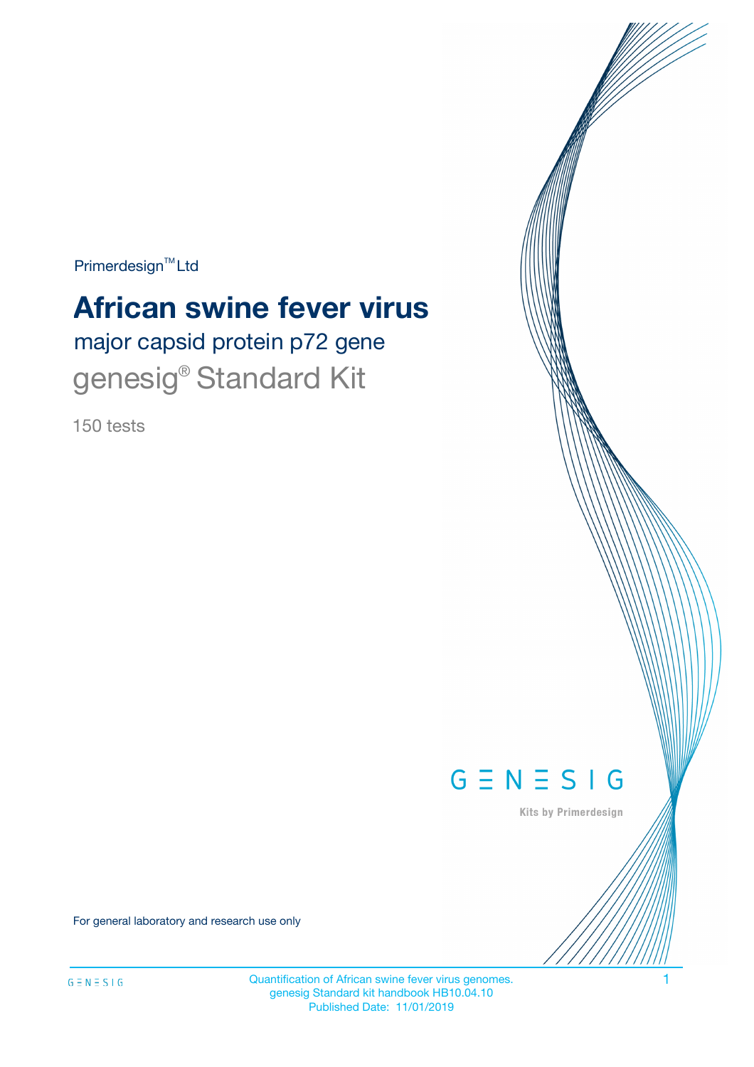Primerdesign™ Ltd

# African swine fever virus

## major capsid protein p72 gene

## genesig® Standard Kit

150 tests

GENESIG

Kits by Primerdesign

For general laboratory and research use only

Quantification of African swine fever virus genomes.
genesig Standard kit handbook HB10.04.10
Published Date: 11/01/2019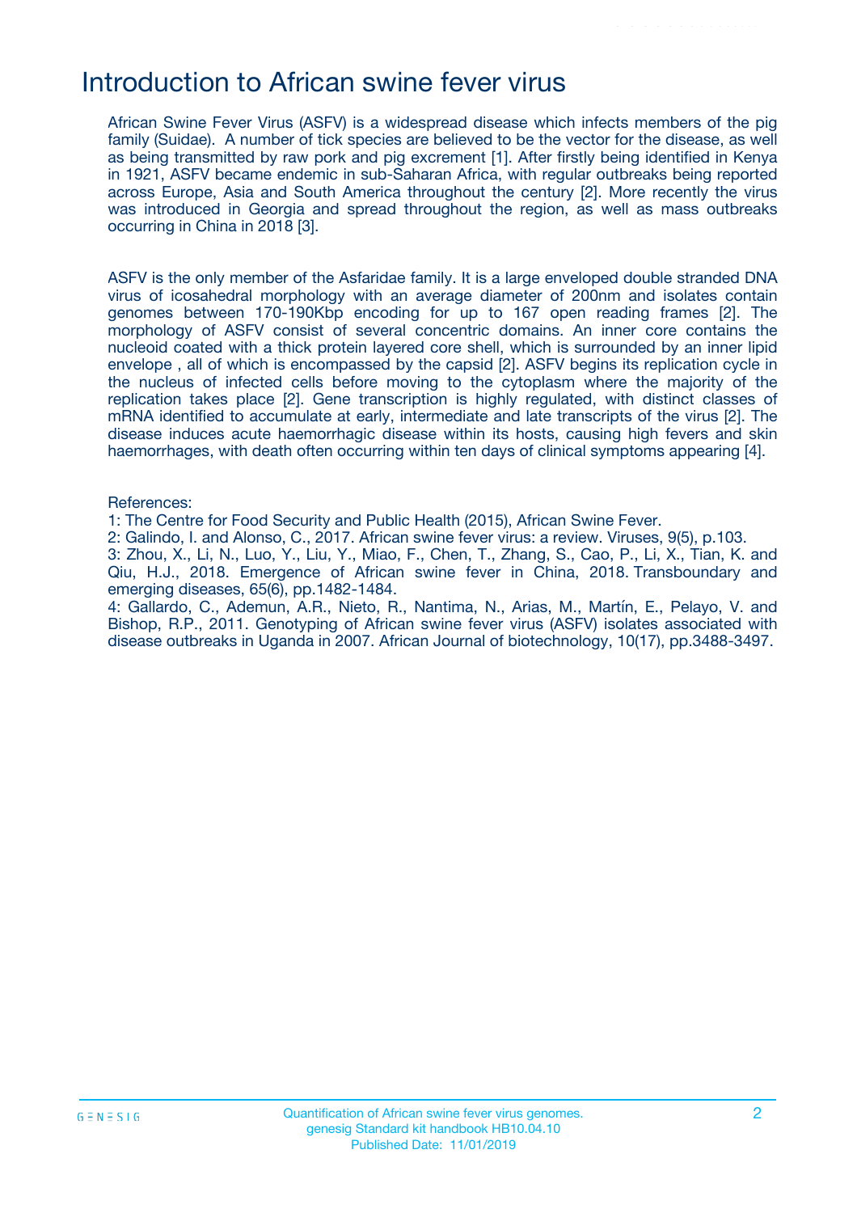# Introduction to African swine fever virus

African Swine Fever Virus (ASFV) is a widespread disease which infects members of the pig family (Suidae). A number of tick species are believed to be the vector for the disease, as well as being transmitted by raw pork and pig excrement [1]. After firstly being identified in Kenya in 1921, ASFV became endemic in sub-Saharan Africa, with regular outbreaks being reported across Europe, Asia and South America throughout the century [2]. More recently the virus was introduced in Georgia and spread throughout the region, as well as mass outbreaks occurring in China in 2018 [3].

ASFV is the only member of the Asfaridae family. It is a large enveloped double stranded DNA virus of icosahedral morphology with an average diameter of 200nm and isolates contain genomes between 170-190Kbp encoding for up to 167 open reading frames [2]. The morphology of ASFV consist of several concentric domains. An inner core contains the nucleoid coated with a thick protein layered core shell, which is surrounded by an inner lipid envelope , all of which is encompassed by the capsid [2]. ASFV begins its replication cycle in the nucleus of infected cells before moving to the cytoplasm where the majority of the replication takes place [2]. Gene transcription is highly regulated, with distinct classes of mRNA identified to accumulate at early, intermediate and late transcripts of the virus [2]. The disease induces acute haemorrhagic disease within its hosts, causing high fevers and skin haemorrhages, with death often occurring within ten days of clinical symptoms appearing [4].

References:

1: The Centre for Food Security and Public Health (2015), African Swine Fever.

2: Galindo, I. and Alonso, C., 2017. African swine fever virus: a review. Viruses, 9(5), p.103.

3: Zhou, X., Li, N., Luo, Y., Liu, Y., Miao, F., Chen, T., Zhang, S., Cao, P., Li, X., Tian, K. and Qiu, H.J., 2018. Emergence of African swine fever in China, 2018. Transboundary and emerging diseases, 65(6), pp.1482-1484.

4: Gallardo, C., Ademun, A.R., Nieto, R., Nantima, N., Arias, M., Martín, E., Pelayo, V. and Bishop, R.P., 2011. Genotyping of African swine fever virus (ASFV) isolates associated with disease outbreaks in Uganda in 2007. African Journal of biotechnology, 10(17), pp.3488-3497.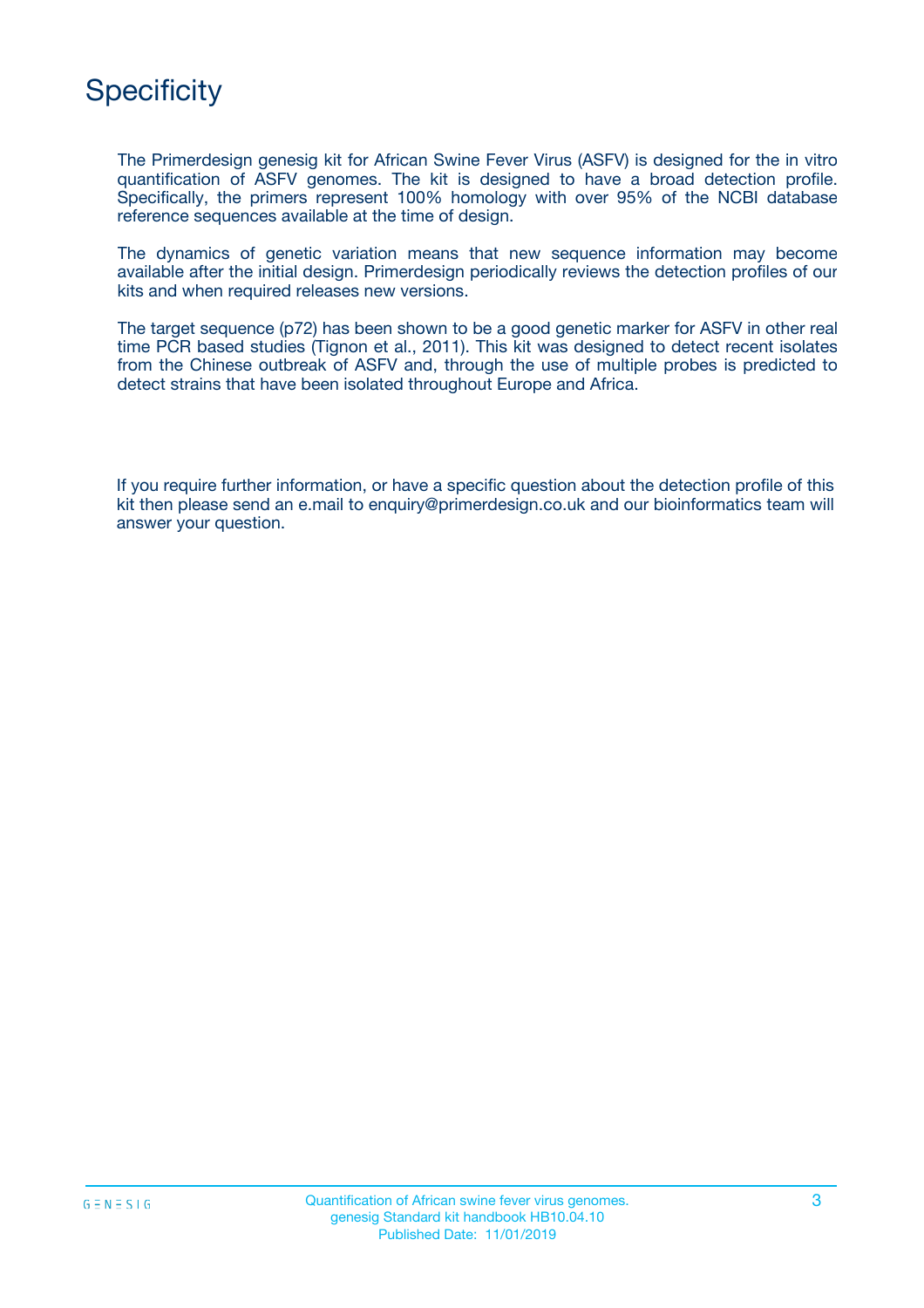# Specificity

The Primerdesign genesig kit for African Swine Fever Virus (ASFV) is designed for the in vitro quantification of ASFV genomes. The kit is designed to have a broad detection profile. Specifically, the primers represent 100% homology with over 95% of the NCBI database reference sequences available at the time of design.

The dynamics of genetic variation means that new sequence information may become available after the initial design. Primerdesign periodically reviews the detection profiles of our kits and when required releases new versions.

The target sequence (p72) has been shown to be a good genetic marker for ASFV in other real time PCR based studies (Tignon et al., 2011). This kit was designed to detect recent isolates from the Chinese outbreak of ASFV and, through the use of multiple probes is predicted to detect strains that have been isolated throughout Europe and Africa.

If you require further information, or have a specific question about the detection profile of this kit then please send an e.mail to enquiry@primerdesign.co.uk and our bioinformatics team will answer your question.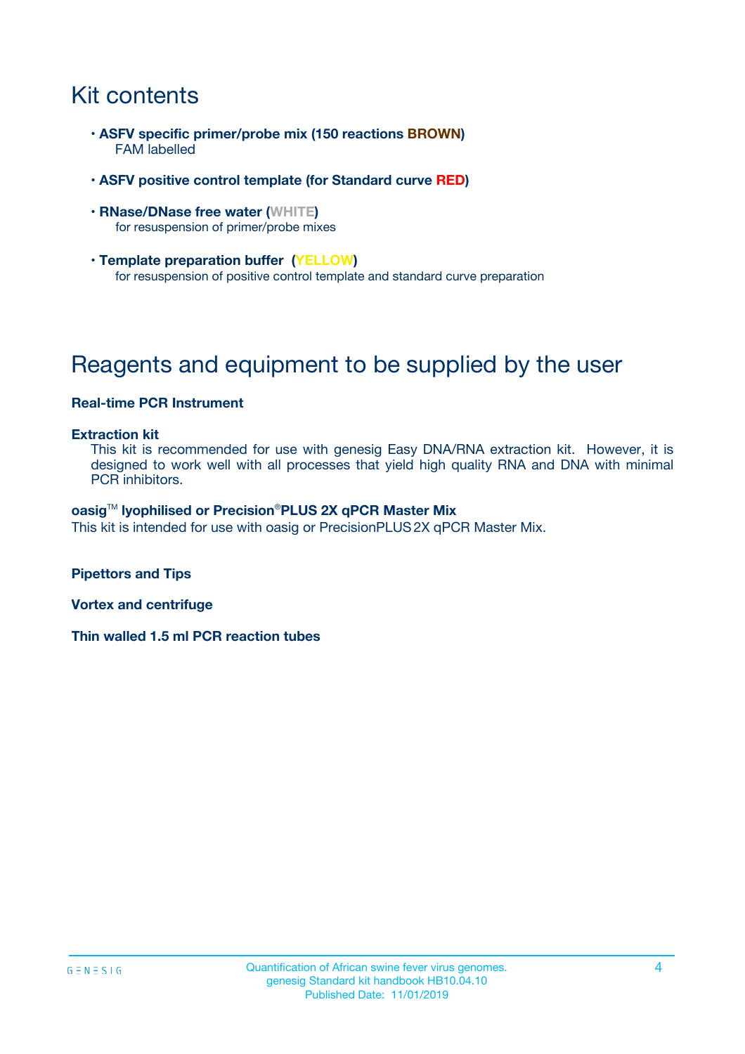# Kit contents

- **ASFV specific primer/probe mix (150 reactions BROWN)**
  FAM labelled
- **ASFV positive control template (for Standard curve RED)**
- **RNase/DNase free water (WHITE)**
  for resuspension of primer/probe mixes
- **Template preparation buffer (YELLOW)**
  for resuspension of positive control template and standard curve preparation

# Reagents and equipment to be supplied by the user

**Real-time PCR Instrument**

**Extraction kit**

This kit is recommended for use with genesig Easy DNA/RNA extraction kit. However, it is designed to work well with all processes that yield high quality RNA and DNA with minimal PCR inhibitors.

**oasig™ lyophilised or Precision®PLUS 2X qPCR Master Mix**

This kit is intended for use with oasig or PrecisionPLUS 2X qPCR Master Mix.

**Pipettors and Tips**

**Vortex and centrifuge**

**Thin walled 1.5 ml PCR reaction tubes**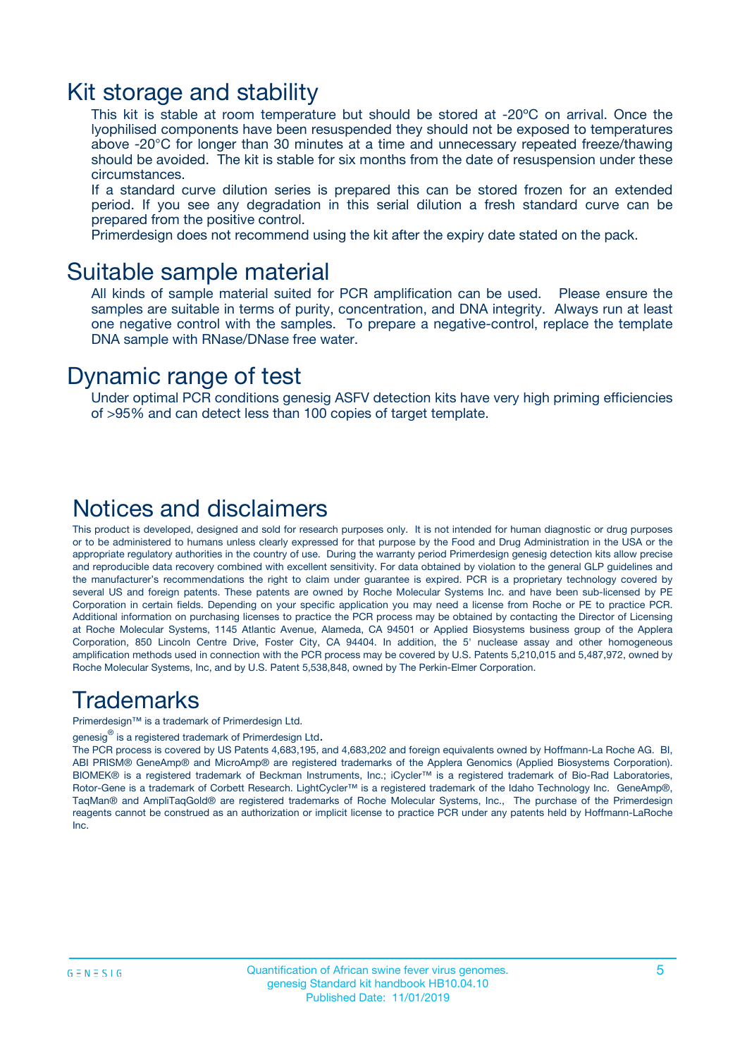# Kit storage and stability

This kit is stable at room temperature but should be stored at -20ºC on arrival. Once the lyophilised components have been resuspended they should not be exposed to temperatures above -20°C for longer than 30 minutes at a time and unnecessary repeated freeze/thawing should be avoided. The kit is stable for six months from the date of resuspension under these circumstances.

If a standard curve dilution series is prepared this can be stored frozen for an extended period. If you see any degradation in this serial dilution a fresh standard curve can be prepared from the positive control.

Primerdesign does not recommend using the kit after the expiry date stated on the pack.

# Suitable sample material

All kinds of sample material suited for PCR amplification can be used. Please ensure the samples are suitable in terms of purity, concentration, and DNA integrity. Always run at least one negative control with the samples. To prepare a negative-control, replace the template DNA sample with RNase/DNase free water.

# Dynamic range of test

Under optimal PCR conditions genesig ASFV detection kits have very high priming efficiencies of >95% and can detect less than 100 copies of target template.

# Notices and disclaimers

This product is developed, designed and sold for research purposes only. It is not intended for human diagnostic or drug purposes or to be administered to humans unless clearly expressed for that purpose by the Food and Drug Administration in the USA or the appropriate regulatory authorities in the country of use. During the warranty period Primerdesign genesig detection kits allow precise and reproducible data recovery combined with excellent sensitivity. For data obtained by violation to the general GLP guidelines and the manufacturer's recommendations the right to claim under guarantee is expired. PCR is a proprietary technology covered by several US and foreign patents. These patents are owned by Roche Molecular Systems Inc. and have been sub-licensed by PE Corporation in certain fields. Depending on your specific application you may need a license from Roche or PE to practice PCR. Additional information on purchasing licenses to practice the PCR process may be obtained by contacting the Director of Licensing at Roche Molecular Systems, 1145 Atlantic Avenue, Alameda, CA 94501 or Applied Biosystems business group of the Applera Corporation, 850 Lincoln Centre Drive, Foster City, CA 94404. In addition, the 5' nuclease assay and other homogeneous amplification methods used in connection with the PCR process may be covered by U.S. Patents 5,210,015 and 5,487,972, owned by Roche Molecular Systems, Inc, and by U.S. Patent 5,538,848, owned by The Perkin-Elmer Corporation.

# Trademarks

Primerdesign™ is a trademark of Primerdesign Ltd.

genesig® is a registered trademark of Primerdesign Ltd.

The PCR process is covered by US Patents 4,683,195, and 4,683,202 and foreign equivalents owned by Hoffmann-La Roche AG. BI, ABI PRISM® GeneAmp® and MicroAmp® are registered trademarks of the Applera Genomics (Applied Biosystems Corporation). BIOMEK® is a registered trademark of Beckman Instruments, Inc.; iCycler™ is a registered trademark of Bio-Rad Laboratories, Rotor-Gene is a trademark of Corbett Research. LightCycler™ is a registered trademark of the Idaho Technology Inc. GeneAmp®, TaqMan® and AmpliTaqGold® are registered trademarks of Roche Molecular Systems, Inc., The purchase of the Primerdesign reagents cannot be construed as an authorization or implicit license to practice PCR under any patents held by Hoffmann-LaRoche Inc.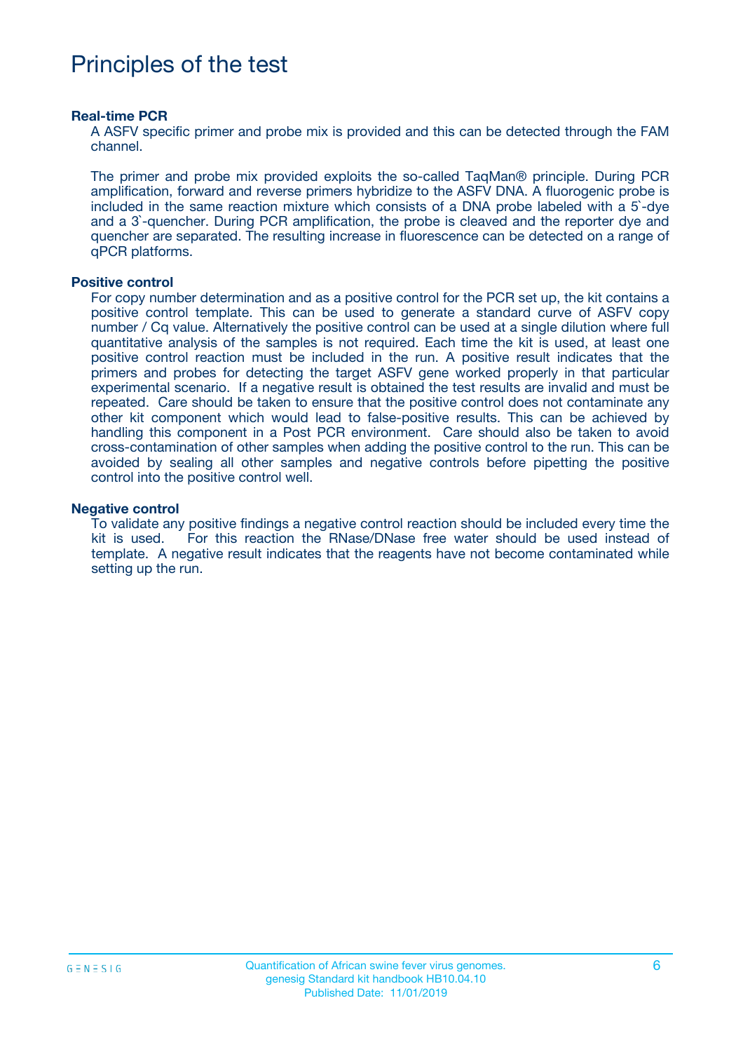# Principles of the test

### Real-time PCR

A ASFV specific primer and probe mix is provided and this can be detected through the FAM channel.

The primer and probe mix provided exploits the so-called TaqMan® principle. During PCR amplification, forward and reverse primers hybridize to the ASFV DNA. A fluorogenic probe is included in the same reaction mixture which consists of a DNA probe labeled with a 5`-dye and a 3`-quencher. During PCR amplification, the probe is cleaved and the reporter dye and quencher are separated. The resulting increase in fluorescence can be detected on a range of qPCR platforms.

### Positive control

For copy number determination and as a positive control for the PCR set up, the kit contains a positive control template. This can be used to generate a standard curve of ASFV copy number / Cq value. Alternatively the positive control can be used at a single dilution where full quantitative analysis of the samples is not required. Each time the kit is used, at least one positive control reaction must be included in the run. A positive result indicates that the primers and probes for detecting the target ASFV gene worked properly in that particular experimental scenario. If a negative result is obtained the test results are invalid and must be repeated. Care should be taken to ensure that the positive control does not contaminate any other kit component which would lead to false-positive results. This can be achieved by handling this component in a Post PCR environment. Care should also be taken to avoid cross-contamination of other samples when adding the positive control to the run. This can be avoided by sealing all other samples and negative controls before pipetting the positive control into the positive control well.

### Negative control

To validate any positive findings a negative control reaction should be included every time the kit is used. For this reaction the RNase/DNase free water should be used instead of template. A negative result indicates that the reagents have not become contaminated while setting up the run.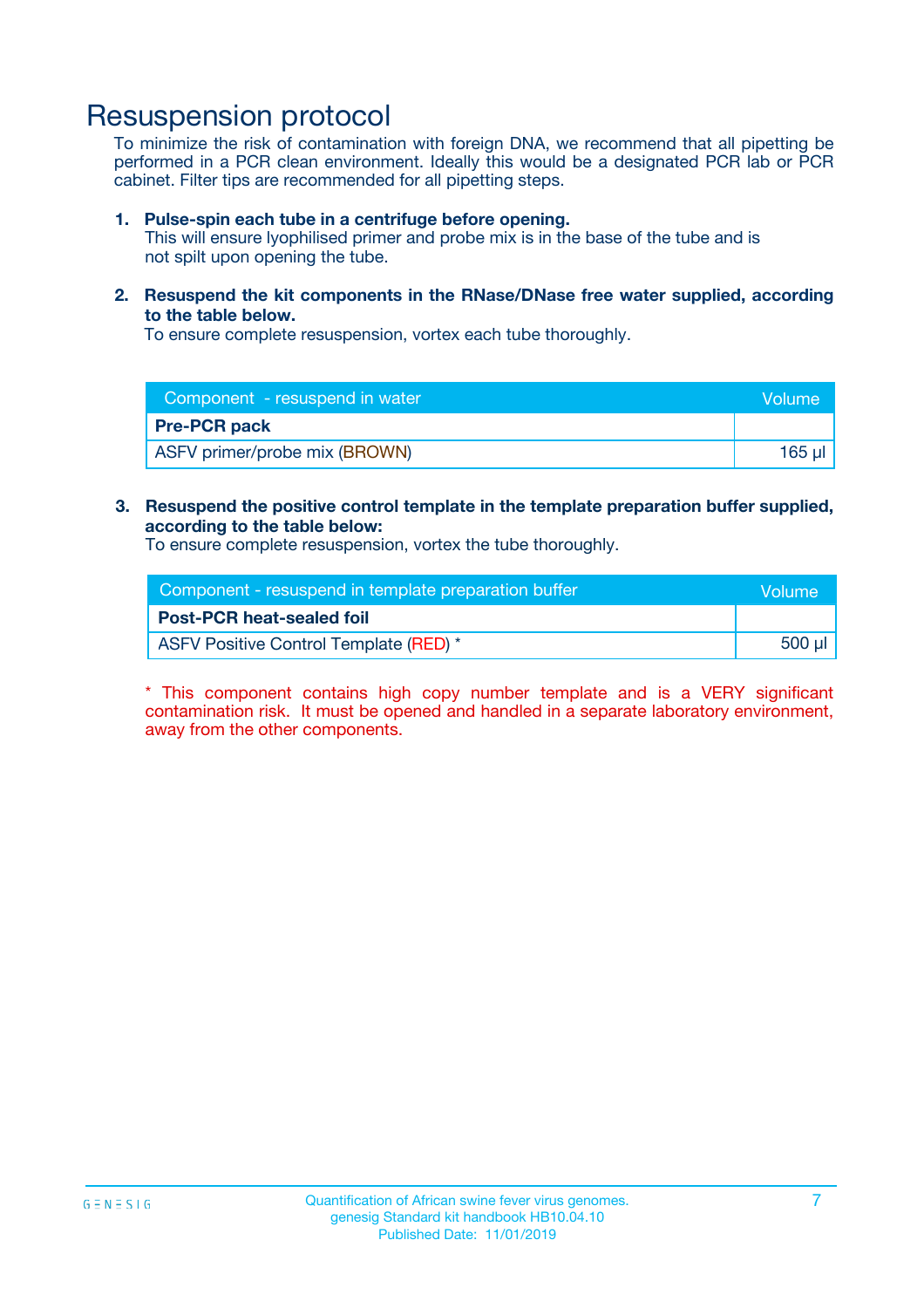# Resuspension protocol

To minimize the risk of contamination with foreign DNA, we recommend that all pipetting be performed in a PCR clean environment. Ideally this would be a designated PCR lab or PCR cabinet. Filter tips are recommended for all pipetting steps.

1. **Pulse-spin each tube in a centrifuge before opening.**
   This will ensure lyophilised primer and probe mix is in the base of the tube and is not spilt upon opening the tube.

2. **Resuspend the kit components in the RNase/DNase free water supplied, according to the table below.**
   To ensure complete resuspension, vortex each tube thoroughly.

| Component - resuspend in water | Volume |
|---|---|
| **Pre-PCR pack** | |
| ASFV primer/probe mix (BROWN) | 165 µl |

3. **Resuspend the positive control template in the template preparation buffer supplied, according to the table below:**
   To ensure complete resuspension, vortex the tube thoroughly.

| Component - resuspend in template preparation buffer | Volume |
|---|---|
| **Post-PCR heat-sealed foil** | |
| ASFV Positive Control Template (RED) * | 500 µl |

* This component contains high copy number template and is a VERY significant contamination risk. It must be opened and handled in a separate laboratory environment, away from the other components.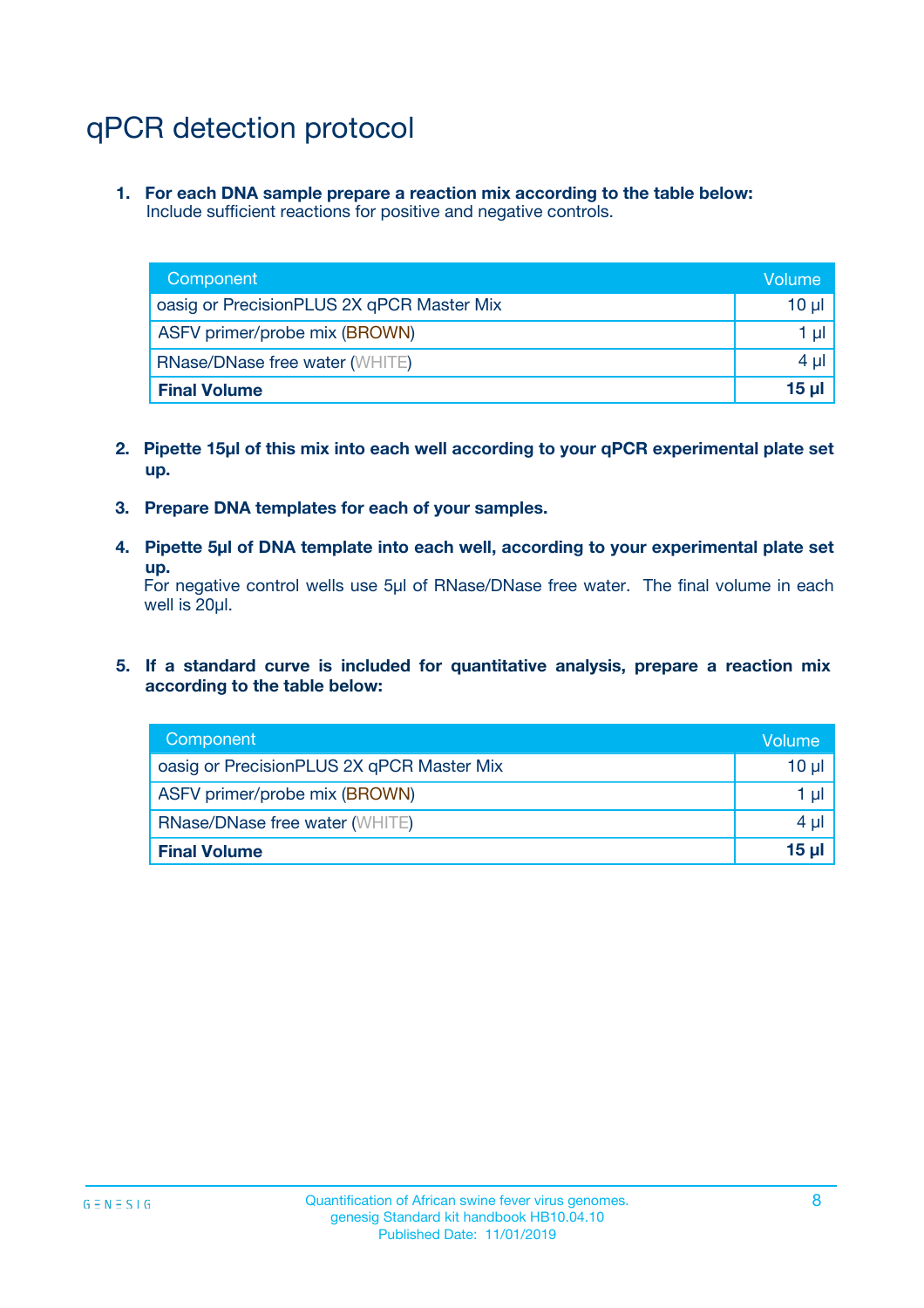# qPCR detection protocol

1. **For each DNA sample prepare a reaction mix according to the table below:**
   Include sufficient reactions for positive and negative controls.

| Component | Volume |
|---|---|
| oasig or PrecisionPLUS 2X qPCR Master Mix | 10 µl |
| ASFV primer/probe mix (BROWN) | 1 µl |
| RNase/DNase free water (WHITE) | 4 µl |
| **Final Volume** | **15 µl** |

2. **Pipette 15µl of this mix into each well according to your qPCR experimental plate set up.**

3. **Prepare DNA templates for each of your samples.**

4. **Pipette 5µl of DNA template into each well, according to your experimental plate set up.**
   For negative control wells use 5µl of RNase/DNase free water. The final volume in each well is 20µl.

5. **If a standard curve is included for quantitative analysis, prepare a reaction mix according to the table below:**

| Component | Volume |
|---|---|
| oasig or PrecisionPLUS 2X qPCR Master Mix | 10 µl |
| ASFV primer/probe mix (BROWN) | 1 µl |
| RNase/DNase free water (WHITE) | 4 µl |
| **Final Volume** | **15 µl** |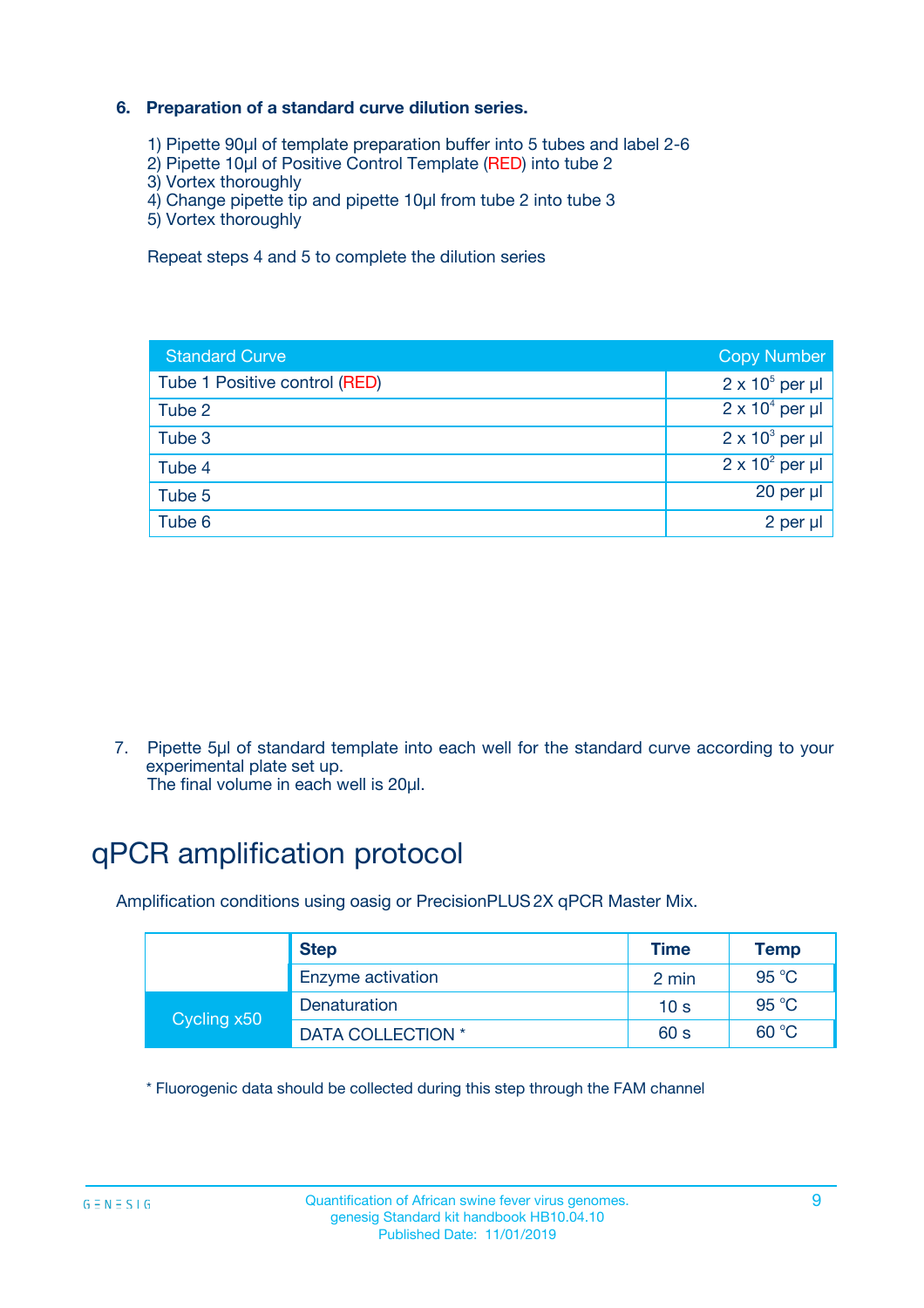### 6. Preparation of a standard curve dilution series.

1) Pipette 90µl of template preparation buffer into 5 tubes and label 2-6
2) Pipette 10µl of Positive Control Template (RED) into tube 2
3) Vortex thoroughly
4) Change pipette tip and pipette 10µl from tube 2 into tube 3
5) Vortex thoroughly

Repeat steps 4 and 5 to complete the dilution series

| Standard Curve | Copy Number |
|---|---|
| Tube 1 Positive control (RED) | $2 \times 10^5$ per µl |
| Tube 2 | $2 \times 10^4$ per µl |
| Tube 3 | $2 \times 10^3$ per µl |
| Tube 4 | $2 \times 10^2$ per µl |
| Tube 5 | 20 per µl |
| Tube 6 | 2 per µl |

7. Pipette 5µl of standard template into each well for the standard curve according to your experimental plate set up.
The final volume in each well is 20µl.

# qPCR amplification protocol

Amplification conditions using oasig or PrecisionPLUS 2X qPCR Master Mix.

| | Step | Time | Temp |
|---|---|---|---|
| | Enzyme activation | 2 min | 95 °C |
| Cycling x50 | Denaturation | 10 s | 95 °C |
| | DATA COLLECTION * | 60 s | 60 °C |

* Fluorogenic data should be collected during this step through the FAM channel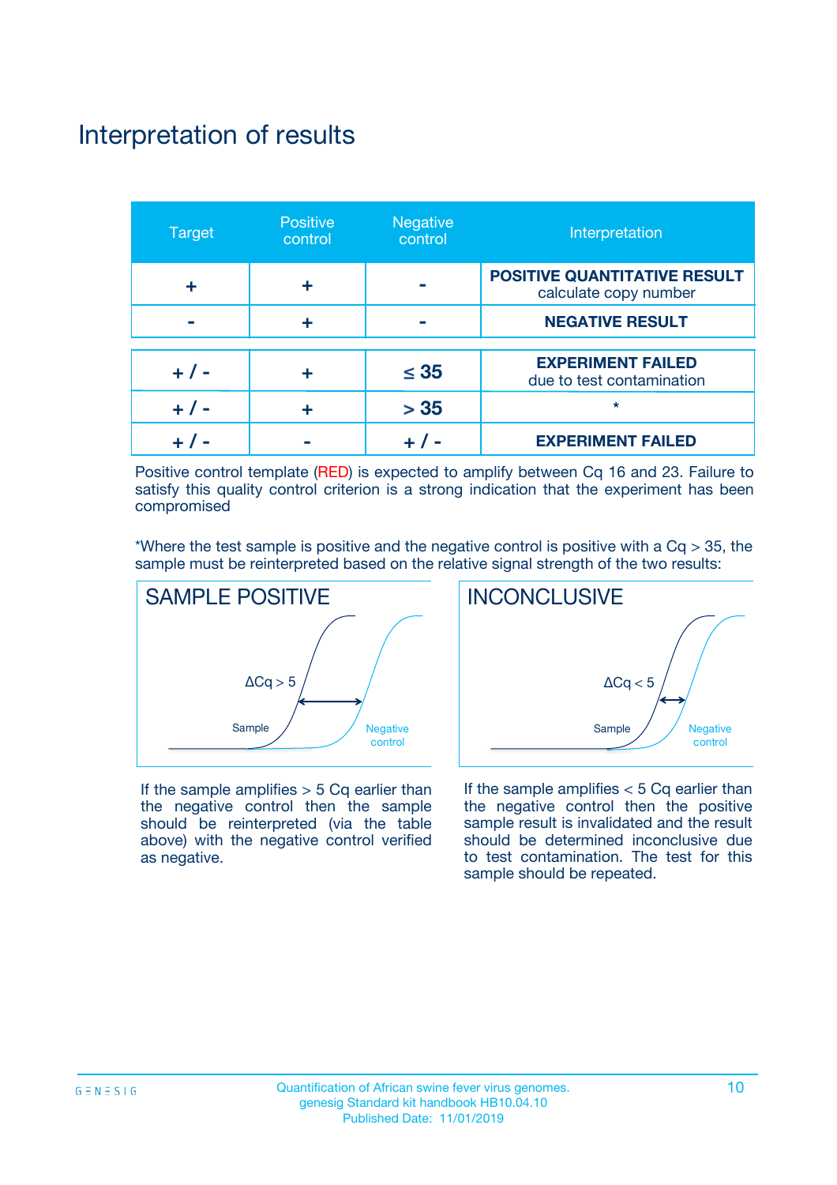# Interpretation of results

| Target | Positive control | Negative control | Interpretation |
|---|---|---|---|
| + | + | - | **POSITIVE QUANTITATIVE RESULT** calculate copy number |
| - | + | - | **NEGATIVE RESULT** |
| + / - | + | ≤ 35 | **EXPERIMENT FAILED** due to test contamination |
| + / - | + | > 35 | * |
| + / - | - | + / - | **EXPERIMENT FAILED** |

Positive control template (RED) is expected to amplify between Cq 16 and 23. Failure to satisfy this quality control criterion is a strong indication that the experiment has been compromised

*Where the test sample is positive and the negative control is positive with a Cq > 35, the sample must be reinterpreted based on the relative signal strength of the two results:

SAMPLE POSITIVE

ΔCq > 5

Sample

Negative control

If the sample amplifies > 5 Cq earlier than the negative control then the sample should be reinterpreted (via the table above) with the negative control verified as negative.

INCONCLUSIVE

ΔCq < 5

Sample

Negative control

If the sample amplifies < 5 Cq earlier than the negative control then the positive sample result is invalidated and the result should be determined inconclusive due to test contamination. The test for this sample should be repeated.